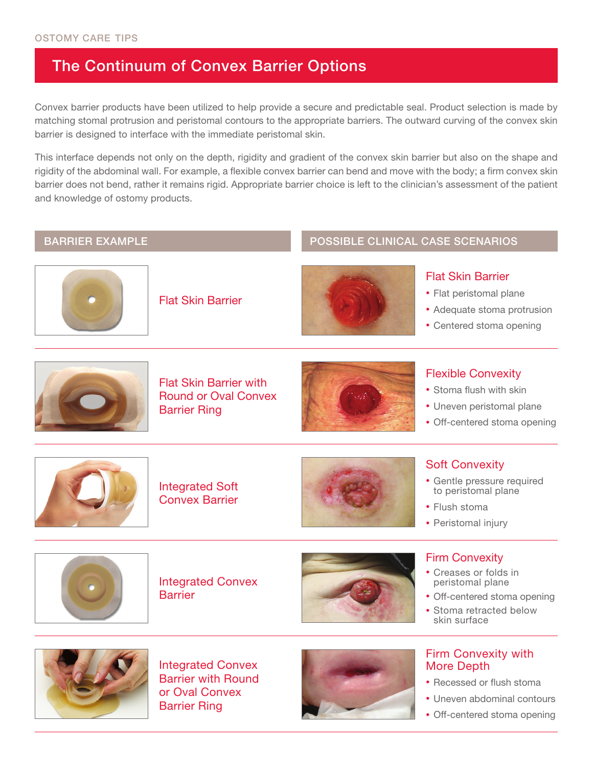OSTOMY CARE TIPS

# The Continuum of Convex Barrier Options

Convex barrier products have been utilized to help provide a secure and predictable seal. Product selection is made by matching stomal protrusion and peristomal contours to the appropriate barriers. The outward curving of the convex skin barrier is designed to interface with the immediate peristomal skin.

This interface depends not only on the depth, rigidity and gradient of the convex skin barrier but also on the shape and rigidity of the abdominal wall. For example, a flexible convex barrier can bend and move with the body; a firm convex skin barrier does not bend, rather it remains rigid. Appropriate barrier choice is left to the clinician's assessment of the patient and knowledge of ostomy products.

| BARRIER EXAMPLE | POSSIBLE CLINICAL CASE SCENARIOS |
|---|---|
| Flat Skin Barrier | **Flat Skin Barrier**<br>• Flat peristomal plane<br>• Adequate stoma protrusion<br>• Centered stoma opening |
| Flat Skin Barrier with Round or Oval Convex Barrier Ring | **Flexible Convexity**<br>• Stoma flush with skin<br>• Uneven peristomal plane<br>• Off-centered stoma opening |
| Integrated Soft Convex Barrier | **Soft Convexity**<br>• Gentle pressure required to peristomal plane<br>• Flush stoma<br>• Peristomal injury |
| Integrated Convex Barrier | **Firm Convexity**<br>• Creases or folds in peristomal plane<br>• Off-centered stoma opening<br>• Stoma retracted below skin surface |
| Integrated Convex Barrier with Round or Oval Convex Barrier Ring | **Firm Convexity with More Depth**<br>• Recessed or flush stoma<br>• Uneven abdominal contours<br>• Off-centered stoma opening |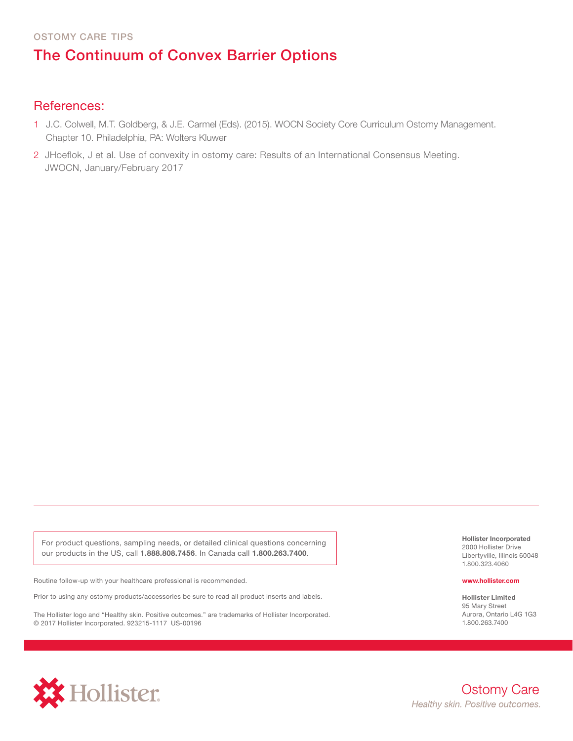OSTOMY CARE TIPS

# The Continuum of Convex Barrier Options

## References:

1. J.C. Colwell, M.T. Goldberg, & J.E. Carmel (Eds). (2015). WOCN Society Core Curriculum Ostomy Management. Chapter 10. Philadelphia, PA: Wolters Kluwer
2. JHoeflok, J et al. Use of convexity in ostomy care: Results of an International Consensus Meeting. JWOCN, January/February 2017

For product questions, sampling needs, or detailed clinical questions concerning our products in the US, call **1.888.808.7456**. In Canada call **1.800.263.7400**.

Routine follow-up with your healthcare professional is recommended.

Prior to using any ostomy products/accessories be sure to read all product inserts and labels.

The Hollister logo and "Healthy skin. Positive outcomes." are trademarks of Hollister Incorporated.
© 2017 Hollister Incorporated. 923215-1117 US-00196

**Hollister Incorporated**
2000 Hollister Drive
Libertyville, Illinois 60048
1.800.323.4060

**www.hollister.com**

**Hollister Limited**
95 Mary Street
Aurora, Ontario L4G 1G3
1.800.263.7400

Hollister

Ostomy Care

*Healthy skin. Positive outcomes.*